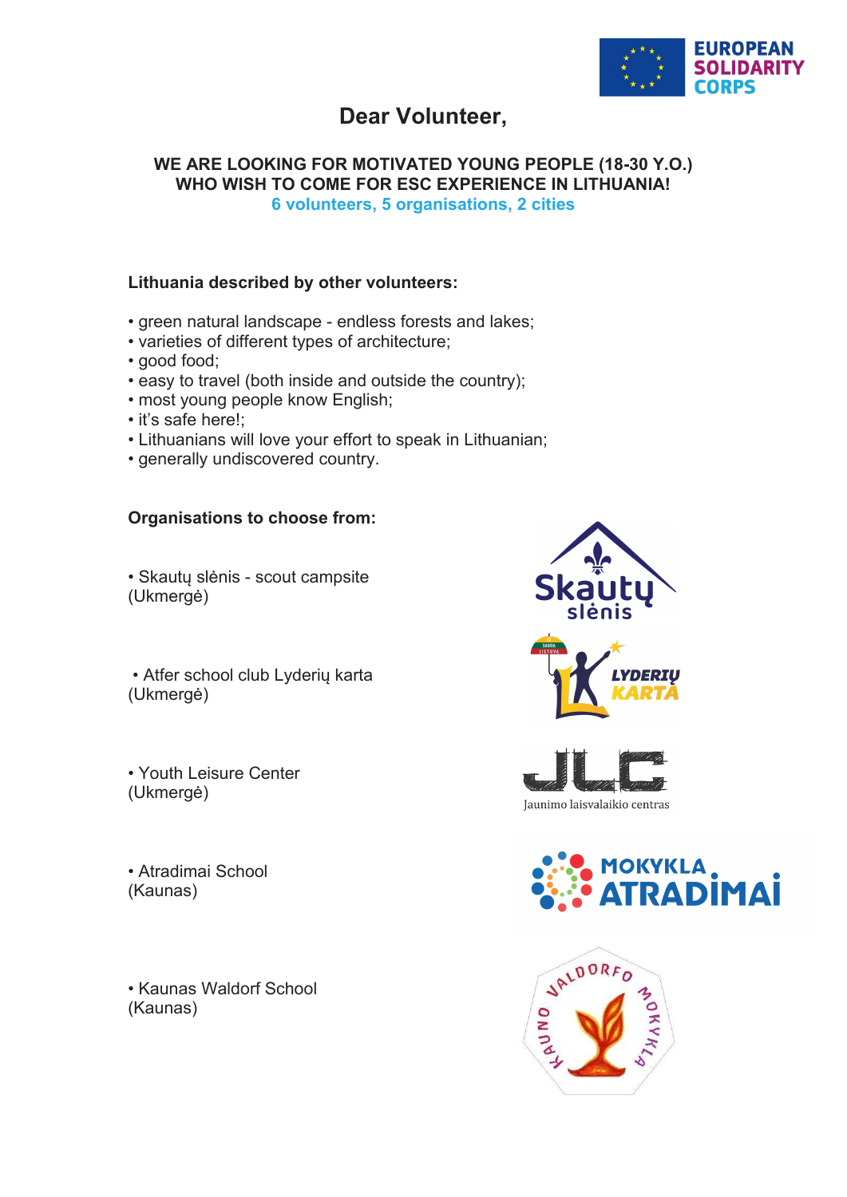# Dear Volunteer,

**WE ARE LOOKING FOR MOTIVATED YOUNG PEOPLE (18-30 Y.O.) WHO WISH TO COME FOR ESC EXPERIENCE IN LITHUANIA!**

**6 volunteers, 5 organisations, 2 cities**

### Lithuania described by other volunteers:

- green natural landscape - endless forests and lakes;
- varieties of different types of architecture;
- good food;
- easy to travel (both inside and outside the country);
- most young people know English;
- it's safe here!;
- Lithuanians will love your effort to speak in Lithuanian;
- generally undiscovered country.

### Organisations to choose from:

- Skautų slėnis - scout campsite (Ukmergė)
- Atfer school club Lyderių karta (Ukmergė)
- Youth Leisure Center (Ukmergė)
- Atradimai School (Kaunas)
- Kaunas Waldorf School (Kaunas)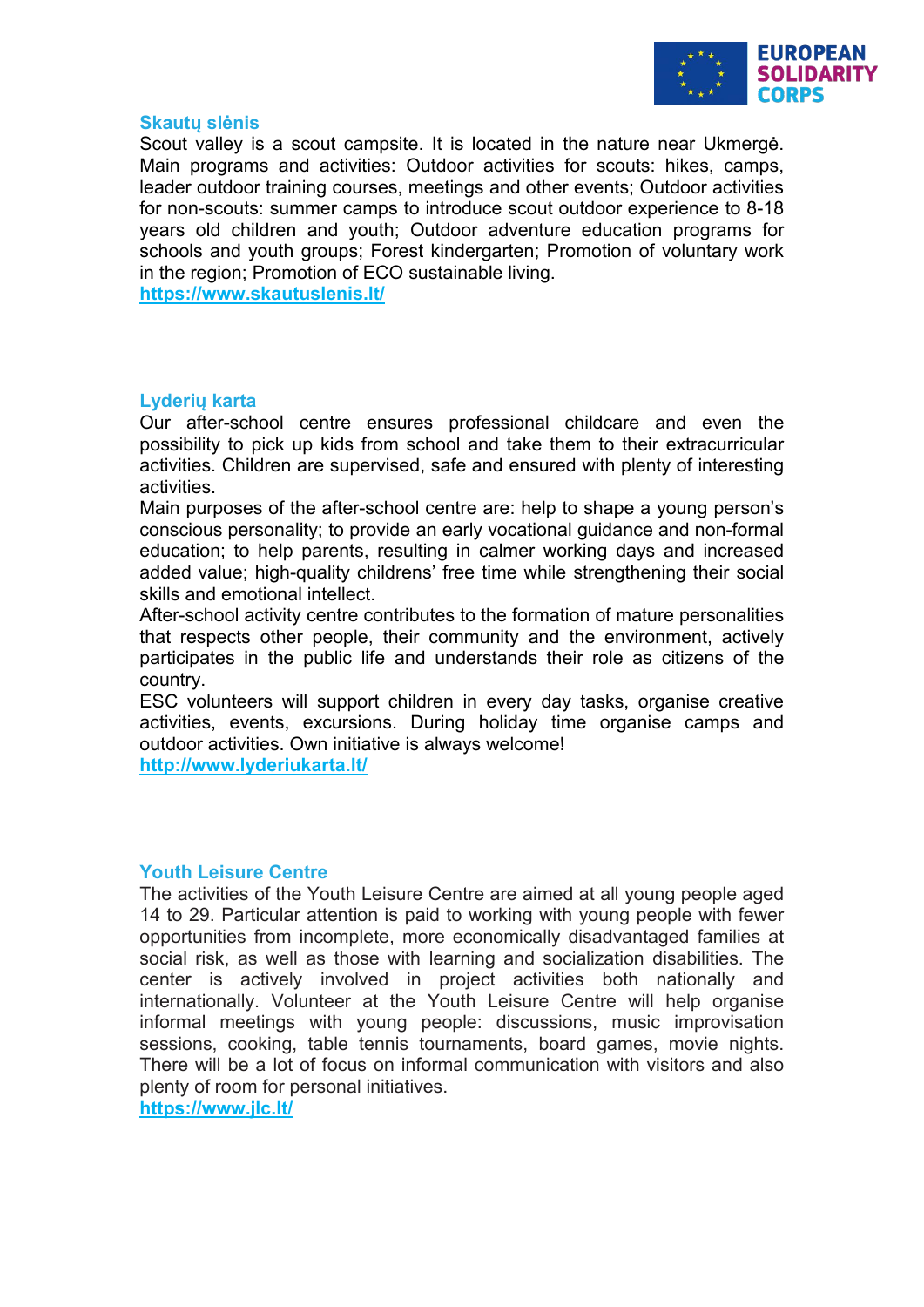### Skautų slėnis

Scout valley is a scout campsite. It is located in the nature near Ukmergė. Main programs and activities: Outdoor activities for scouts: hikes, camps, leader outdoor training courses, meetings and other events; Outdoor activities for non-scouts: summer camps to introduce scout outdoor experience to 8-18 years old children and youth; Outdoor adventure education programs for schools and youth groups; Forest kindergarten; Promotion of voluntary work in the region; Promotion of ECO sustainable living.

https://www.skautuslenis.lt/

### Lyderių karta

Our after-school centre ensures professional childcare and even the possibility to pick up kids from school and take them to their extracurricular activities. Children are supervised, safe and ensured with plenty of interesting activities.

Main purposes of the after-school centre are: help to shape a young person's conscious personality; to provide an early vocational guidance and non-formal education; to help parents, resulting in calmer working days and increased added value; high-quality childrens' free time while strengthening their social skills and emotional intellect.

After-school activity centre contributes to the formation of mature personalities that respects other people, their community and the environment, actively participates in the public life and understands their role as citizens of the country.

ESC volunteers will support children in every day tasks, organise creative activities, events, excursions. During holiday time organise camps and outdoor activities. Own initiative is always welcome!

http://www.lyderiukarta.lt/

### Youth Leisure Centre

The activities of the Youth Leisure Centre are aimed at all young people aged 14 to 29. Particular attention is paid to working with young people with fewer opportunities from incomplete, more economically disadvantaged families at social risk, as well as those with learning and socialization disabilities. The center is actively involved in project activities both nationally and internationally. Volunteer at the Youth Leisure Centre will help organise informal meetings with young people: discussions, music improvisation sessions, cooking, table tennis tournaments, board games, movie nights. There will be a lot of focus on informal communication with visitors and also plenty of room for personal initiatives.

https://www.jlc.lt/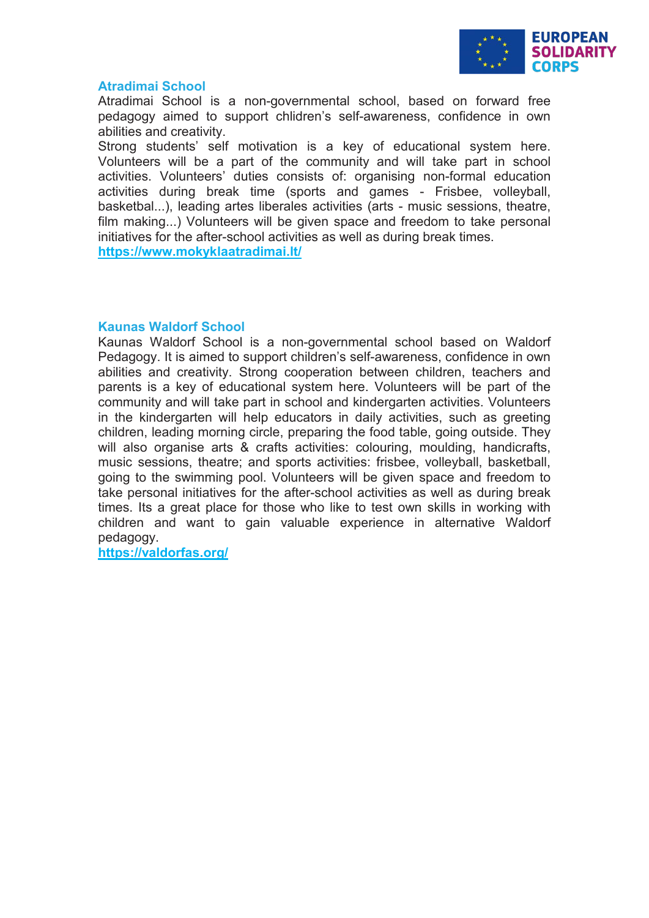### Atradimai School

Atradimai School is a non-governmental school, based on forward free pedagogy aimed to support chlidren's self-awareness, confidence in own abilities and creativity.
Strong students' self motivation is a key of educational system here. Volunteers will be a part of the community and will take part in school activities. Volunteers' duties consists of: organising non-formal education activities during break time (sports and games - Frisbee, volleyball, basketbal...), leading artes liberales activities (arts - music sessions, theatre, film making...) Volunteers will be given space and freedom to take personal initiatives for the after-school activities as well as during break times.
**https://www.mokyklaatradimai.lt/**

### Kaunas Waldorf School

Kaunas Waldorf School is a non-governmental school based on Waldorf Pedagogy. It is aimed to support children's self-awareness, confidence in own abilities and creativity. Strong cooperation between children, teachers and parents is a key of educational system here. Volunteers will be part of the community and will take part in school and kindergarten activities. Volunteers in the kindergarten will help educators in daily activities, such as greeting children, leading morning circle, preparing the food table, going outside. They will also organise arts & crafts activities: colouring, moulding, handicrafts, music sessions, theatre; and sports activities: frisbee, volleyball, basketball, going to the swimming pool. Volunteers will be given space and freedom to take personal initiatives for the after-school activities as well as during break times. Its a great place for those who like to test own skills in working with children and want to gain valuable experience in alternative Waldorf pedagogy.
**https://valdorfas.org/**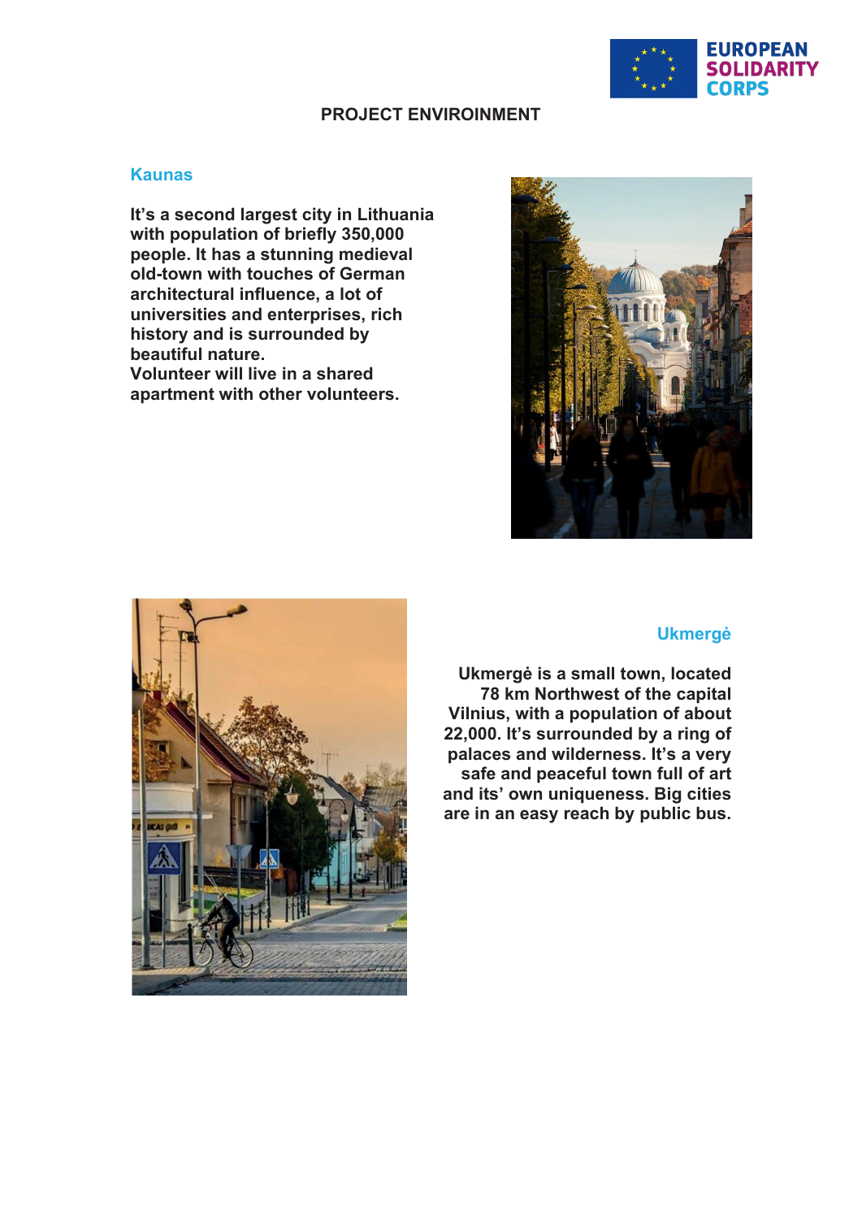# PROJECT ENVIROINMENT

## Kaunas

**It's a second largest city in Lithuania with population of briefly 350,000 people. It has a stunning medieval old-town with touches of German architectural influence, a lot of universities and enterprises, rich history and is surrounded by beautiful nature.**
**Volunteer will live in a shared apartment with other volunteers.**

## Ukmergė

**Ukmergė is a small town, located 78 km Northwest of the capital Vilnius, with a population of about 22,000. It's surrounded by a ring of palaces and wilderness. It's a very safe and peaceful town full of art and its' own uniqueness. Big cities are in an easy reach by public bus.**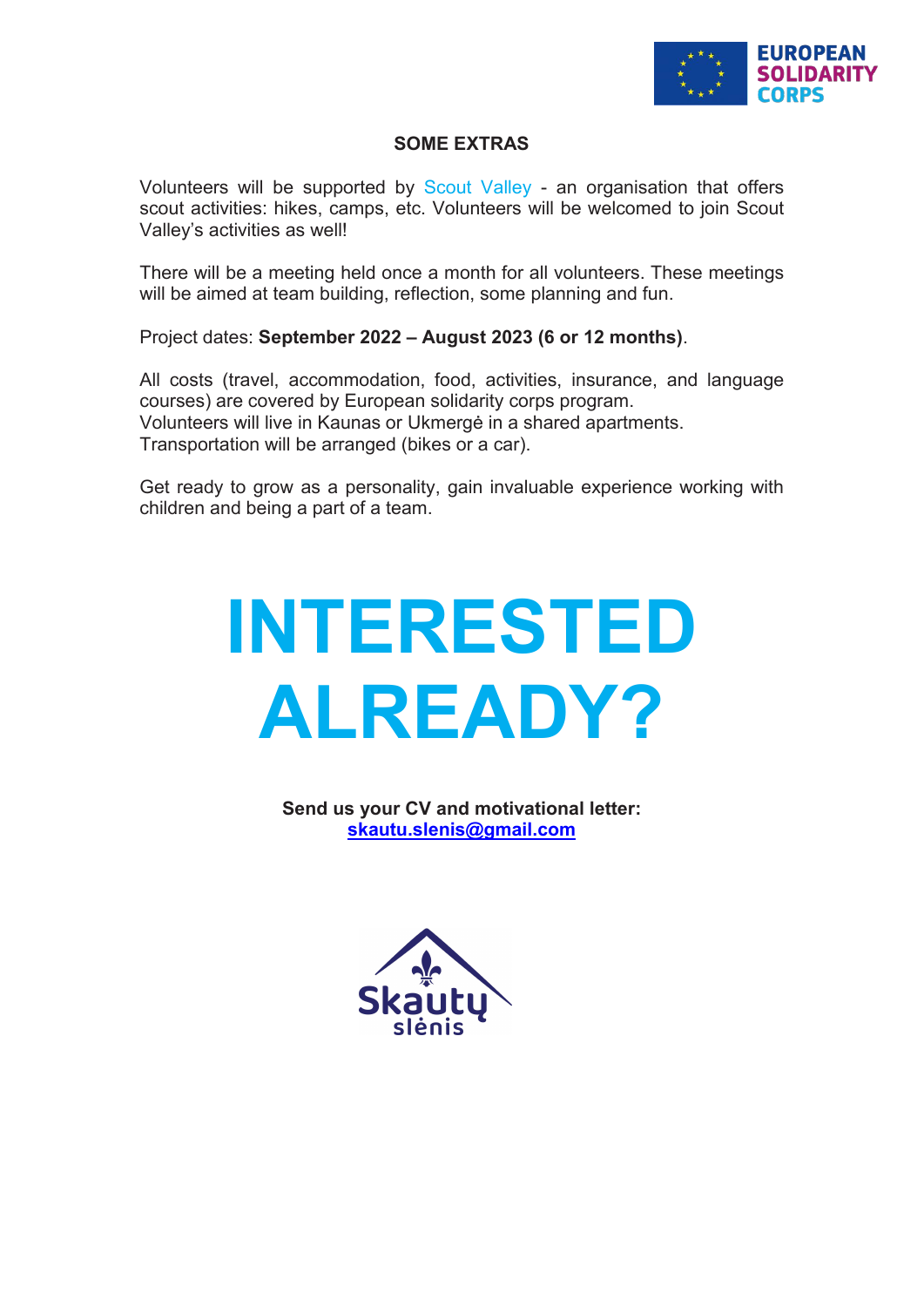## SOME EXTRAS

Volunteers will be supported by Scout Valley - an organisation that offers scout activities: hikes, camps, etc. Volunteers will be welcomed to join Scout Valley's activities as well!

There will be a meeting held once a month for all volunteers. These meetings will be aimed at team building, reflection, some planning and fun.

Project dates: **September 2022 – August 2023 (6 or 12 months)**.

All costs (travel, accommodation, food, activities, insurance, and language courses) are covered by European solidarity corps program.
Volunteers will live in Kaunas or Ukmergė in a shared apartments.
Transportation will be arranged (bikes or a car).

Get ready to grow as a personality, gain invaluable experience working with children and being a part of a team.

# INTERESTED ALREADY?

**Send us your CV and motivational letter:**
**skautu.slenis@gmail.com**